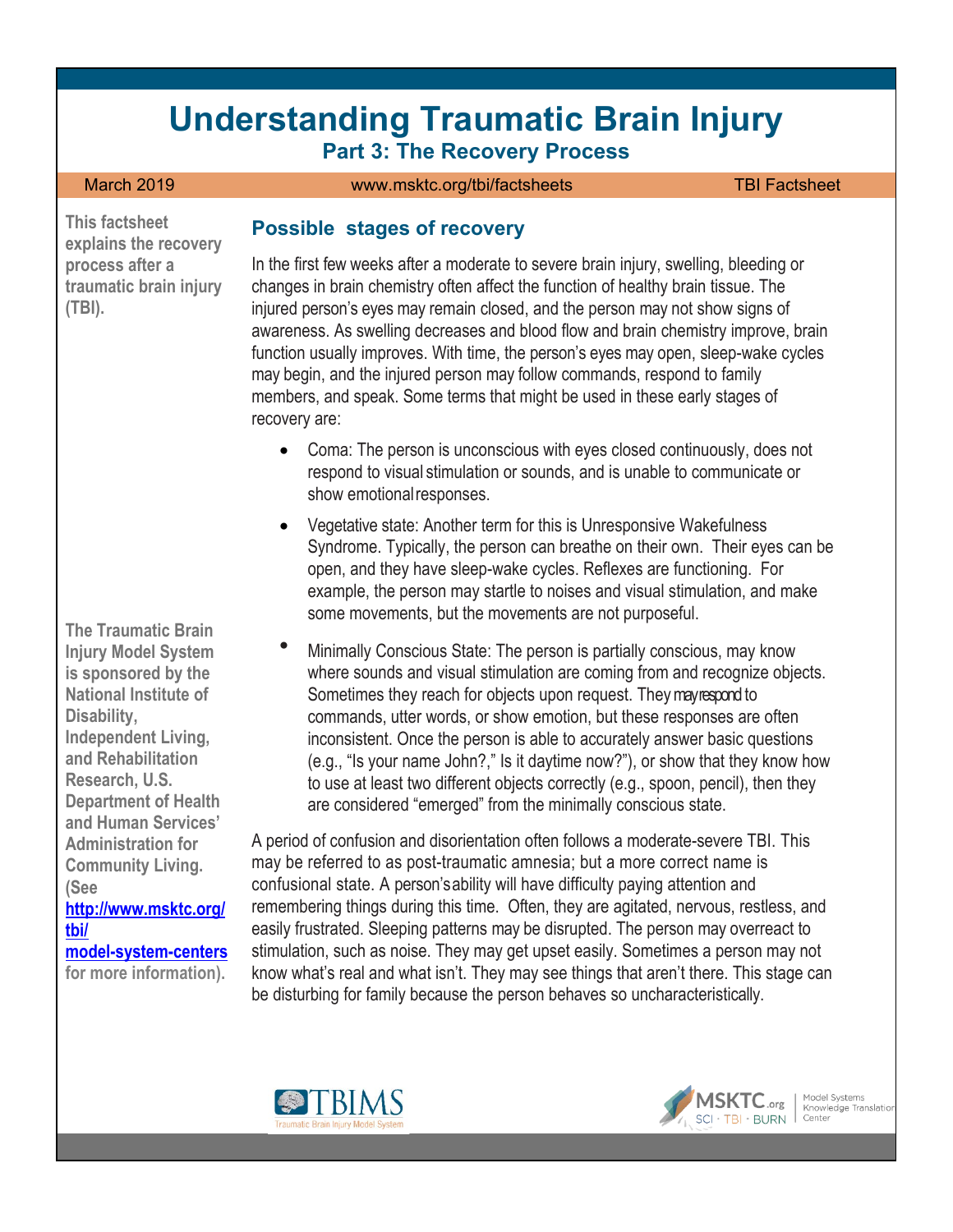# Understanding Traumatic Brain Injury

## Part 3: The Recovery Process

March 2019 | www.msktc.org/tbi/factsheets | TBI Factsheet

**This factsheet explains the recovery process after a traumatic brain injury (TBI).**

### Possible stages of recovery

In the first few weeks after a moderate to severe brain injury, swelling, bleeding or changes in brain chemistry often affect the function of healthy brain tissue. The injured person's eyes may remain closed, and the person may not show signs of awareness. As swelling decreases and blood flow and brain chemistry improve, brain function usually improves. With time, the person's eyes may open, sleep-wake cycles may begin, and the injured person may follow commands, respond to family members, and speak. Some terms that might be used in these early stages of recovery are:

- Coma: The person is unconscious with eyes closed continuously, does not respond to visual stimulation or sounds, and is unable to communicate or show emotional responses.
- Vegetative state: Another term for this is Unresponsive Wakefulness Syndrome. Typically, the person can breathe on their own. Their eyes can be open, and they have sleep-wake cycles. Reflexes are functioning. For example, the person may startle to noises and visual stimulation, and make some movements, but the movements are not purposeful.
- Minimally Conscious State: The person is partially conscious, may know where sounds and visual stimulation are coming from and recognize objects. Sometimes they reach for objects upon request. They may respond to commands, utter words, or show emotion, but these responses are often inconsistent. Once the person is able to accurately answer basic questions (e.g., "Is your name John?," Is it daytime now?"), or show that they know how to use at least two different objects correctly (e.g., spoon, pencil), then they are considered "emerged" from the minimally conscious state.

A period of confusion and disorientation often follows a moderate-severe TBI. This may be referred to as post-traumatic amnesia; but a more correct name is confusional state. A person's ability will have difficulty paying attention and remembering things during this time. Often, they are agitated, nervous, restless, and easily frustrated. Sleeping patterns may be disrupted. The person may overreact to stimulation, such as noise. They may get upset easily. Sometimes a person may not know what's real and what isn't. They may see things that aren't there. This stage can be disturbing for family because the person behaves so uncharacteristically.

**The Traumatic Brain Injury Model System is sponsored by the National Institute of Disability, Independent Living, and Rehabilitation Research, U.S. Department of Health and Human Services' Administration for Community Living. (See [http://www.msktc.org/tbi/model-system-centers](http://www.msktc.org/tbi/model-system-centers) for more information).**

TBIMS Traumatic Brain Injury Model System

MSKTC.org SCI · TBI · BURN | Model Systems Knowledge Translation Center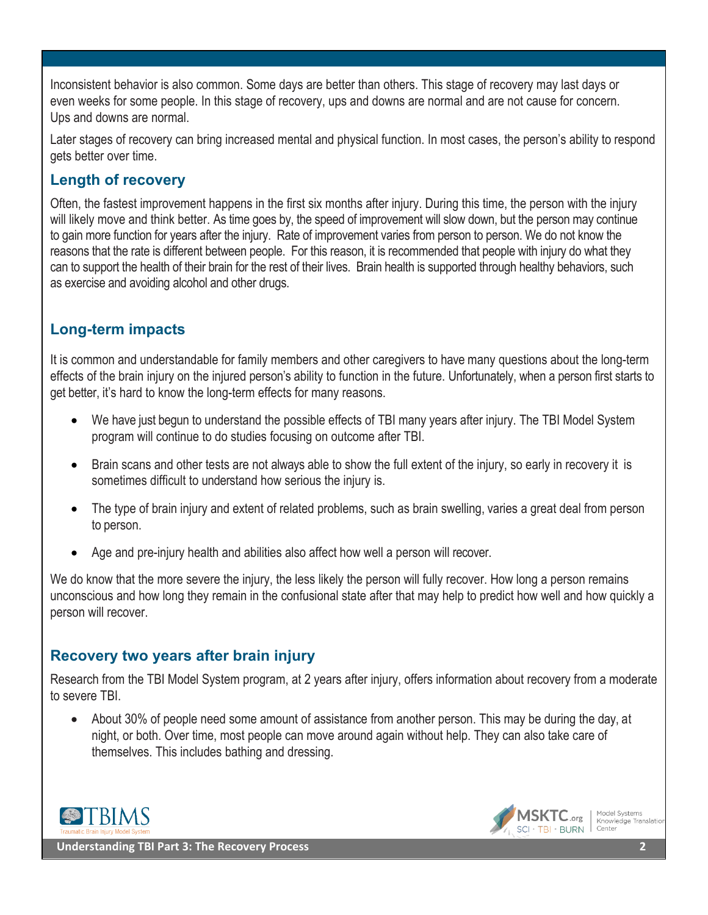Inconsistent behavior is also common. Some days are better than others. This stage of recovery may last days or even weeks for some people. In this stage of recovery, ups and downs are normal and are not cause for concern. Ups and downs are normal.

Later stages of recovery can bring increased mental and physical function. In most cases, the person's ability to respond gets better over time.

## Length of recovery

Often, the fastest improvement happens in the first six months after injury. During this time, the person with the injury will likely move and think better. As time goes by, the speed of improvement will slow down, but the person may continue to gain more function for years after the injury. Rate of improvement varies from person to person. We do not know the reasons that the rate is different between people. For this reason, it is recommended that people with injury do what they can to support the health of their brain for the rest of their lives. Brain health is supported through healthy behaviors, such as exercise and avoiding alcohol and other drugs.

## Long-term impacts

It is common and understandable for family members and other caregivers to have many questions about the long-term effects of the brain injury on the injured person's ability to function in the future. Unfortunately, when a person first starts to get better, it's hard to know the long-term effects for many reasons.

- We have just begun to understand the possible effects of TBI many years after injury. The TBI Model System program will continue to do studies focusing on outcome after TBI.
- Brain scans and other tests are not always able to show the full extent of the injury, so early in recovery it is sometimes difficult to understand how serious the injury is.
- The type of brain injury and extent of related problems, such as brain swelling, varies a great deal from person to person.
- Age and pre-injury health and abilities also affect how well a person will recover.

We do know that the more severe the injury, the less likely the person will fully recover. How long a person remains unconscious and how long they remain in the confusional state after that may help to predict how well and how quickly a person will recover.

## Recovery two years after brain injury

Research from the TBI Model System program, at 2 years after injury, offers information about recovery from a moderate to severe TBI.

- About 30% of people need some amount of assistance from another person. This may be during the day, at night, or both. Over time, most people can move around again without help. They can also take care of themselves. This includes bathing and dressing.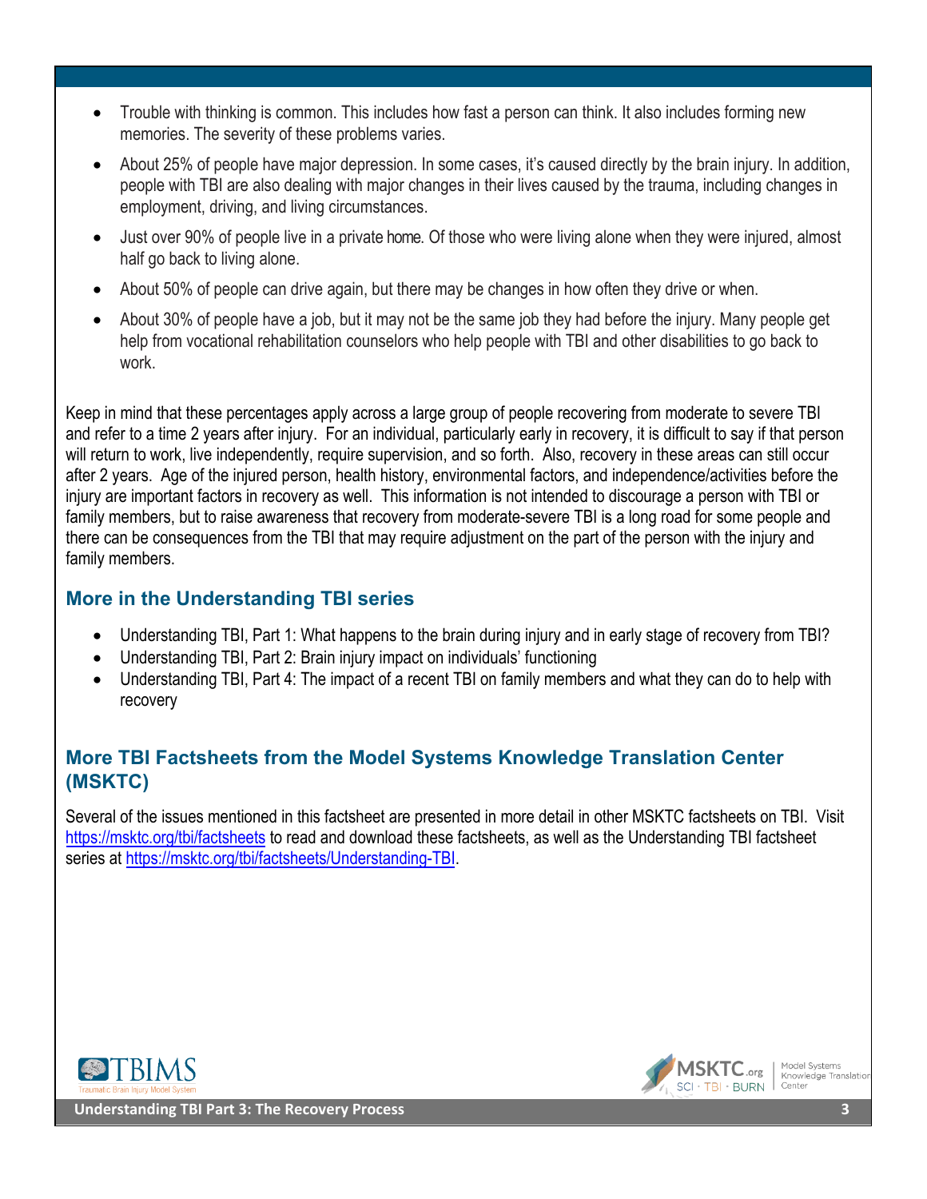- Trouble with thinking is common. This includes how fast a person can think. It also includes forming new memories. The severity of these problems varies.
- About 25% of people have major depression. In some cases, it's caused directly by the brain injury. In addition, people with TBI are also dealing with major changes in their lives caused by the trauma, including changes in employment, driving, and living circumstances.
- Just over 90% of people live in a private home. Of those who were living alone when they were injured, almost half go back to living alone.
- About 50% of people can drive again, but there may be changes in how often they drive or when.
- About 30% of people have a job, but it may not be the same job they had before the injury. Many people get help from vocational rehabilitation counselors who help people with TBI and other disabilities to go back to work.

Keep in mind that these percentages apply across a large group of people recovering from moderate to severe TBI and refer to a time 2 years after injury. For an individual, particularly early in recovery, it is difficult to say if that person will return to work, live independently, require supervision, and so forth. Also, recovery in these areas can still occur after 2 years. Age of the injured person, health history, environmental factors, and independence/activities before the injury are important factors in recovery as well. This information is not intended to discourage a person with TBI or family members, but to raise awareness that recovery from moderate-severe TBI is a long road for some people and there can be consequences from the TBI that may require adjustment on the part of the person with the injury and family members.

## More in the Understanding TBI series

- Understanding TBI, Part 1: What happens to the brain during injury and in early stage of recovery from TBI?
- Understanding TBI, Part 2: Brain injury impact on individuals' functioning
- Understanding TBI, Part 4: The impact of a recent TBI on family members and what they can do to help with recovery

## More TBI Factsheets from the Model Systems Knowledge Translation Center (MSKTC)

Several of the issues mentioned in this factsheet are presented in more detail in other MSKTC factsheets on TBI. Visit https://msktc.org/tbi/factsheets to read and download these factsheets, as well as the Understanding TBI factsheet series at https://msktc.org/tbi/factsheets/Understanding-TBI.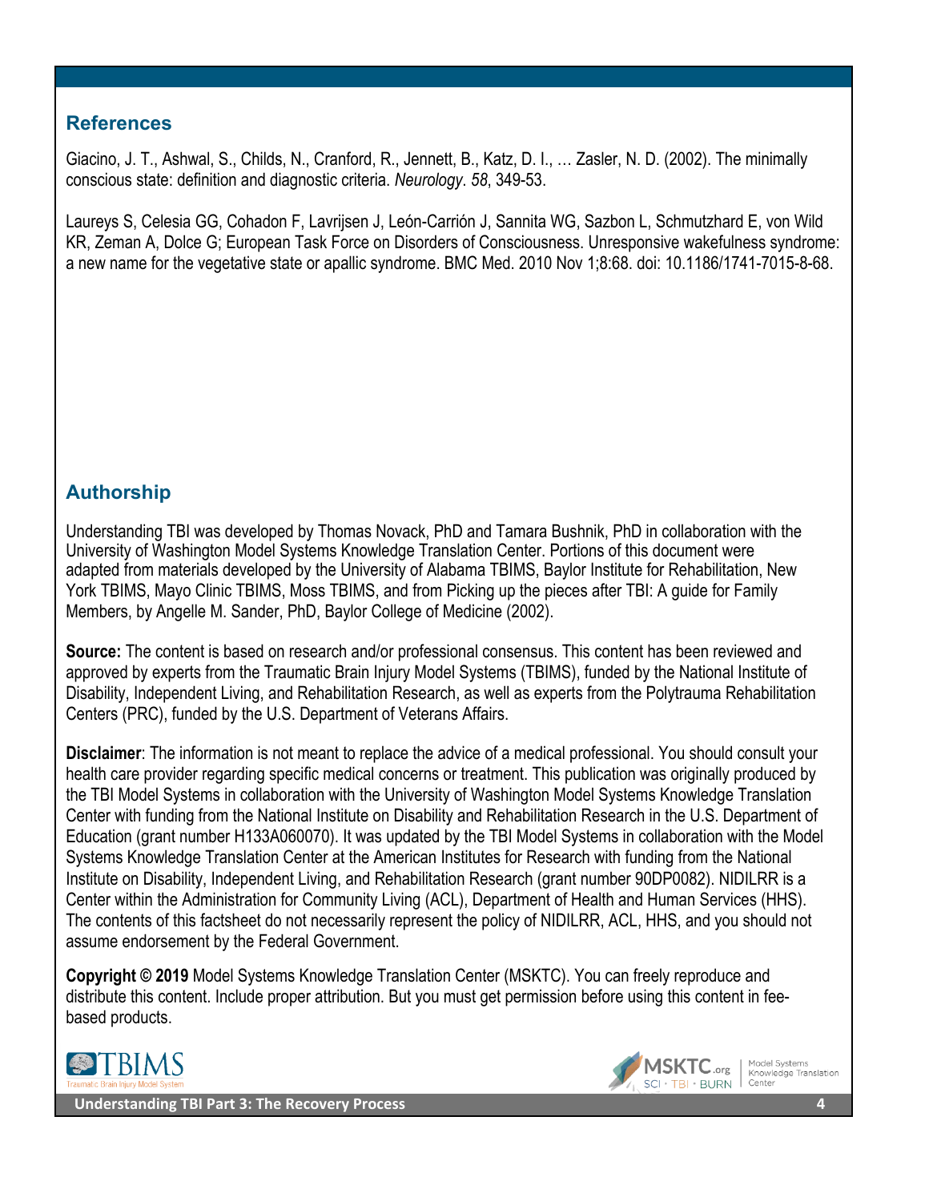## References

Giacino, J. T., Ashwal, S., Childs, N., Cranford, R., Jennett, B., Katz, D. I., … Zasler, N. D. (2002). The minimally conscious state: definition and diagnostic criteria. *Neurology*. *58*, 349-53.

Laureys S, Celesia GG, Cohadon F, Lavrijsen J, León-Carrión J, Sannita WG, Sazbon L, Schmutzhard E, von Wild KR, Zeman A, Dolce G; European Task Force on Disorders of Consciousness. Unresponsive wakefulness syndrome: a new name for the vegetative state or apallic syndrome. BMC Med. 2010 Nov 1;8:68. doi: 10.1186/1741-7015-8-68.

## Authorship

Understanding TBI was developed by Thomas Novack, PhD and Tamara Bushnik, PhD in collaboration with the University of Washington Model Systems Knowledge Translation Center. Portions of this document were adapted from materials developed by the University of Alabama TBIMS, Baylor Institute for Rehabilitation, New York TBIMS, Mayo Clinic TBIMS, Moss TBIMS, and from Picking up the pieces after TBI: A guide for Family Members, by Angelle M. Sander, PhD, Baylor College of Medicine (2002).

**Source:** The content is based on research and/or professional consensus. This content has been reviewed and approved by experts from the Traumatic Brain Injury Model Systems (TBIMS), funded by the National Institute of Disability, Independent Living, and Rehabilitation Research, as well as experts from the Polytrauma Rehabilitation Centers (PRC), funded by the U.S. Department of Veterans Affairs.

**Disclaimer**: The information is not meant to replace the advice of a medical professional. You should consult your health care provider regarding specific medical concerns or treatment. This publication was originally produced by the TBI Model Systems in collaboration with the University of Washington Model Systems Knowledge Translation Center with funding from the National Institute on Disability and Rehabilitation Research in the U.S. Department of Education (grant number H133A060070). It was updated by the TBI Model Systems in collaboration with the Model Systems Knowledge Translation Center at the American Institutes for Research with funding from the National Institute on Disability, Independent Living, and Rehabilitation Research (grant number 90DP0082). NIDILRR is a Center within the Administration for Community Living (ACL), Department of Health and Human Services (HHS). The contents of this factsheet do not necessarily represent the policy of NIDILRR, ACL, HHS, and you should not assume endorsement by the Federal Government.

**Copyright © 2019** Model Systems Knowledge Translation Center (MSKTC). You can freely reproduce and distribute this content. Include proper attribution. But you must get permission before using this content in fee-based products.